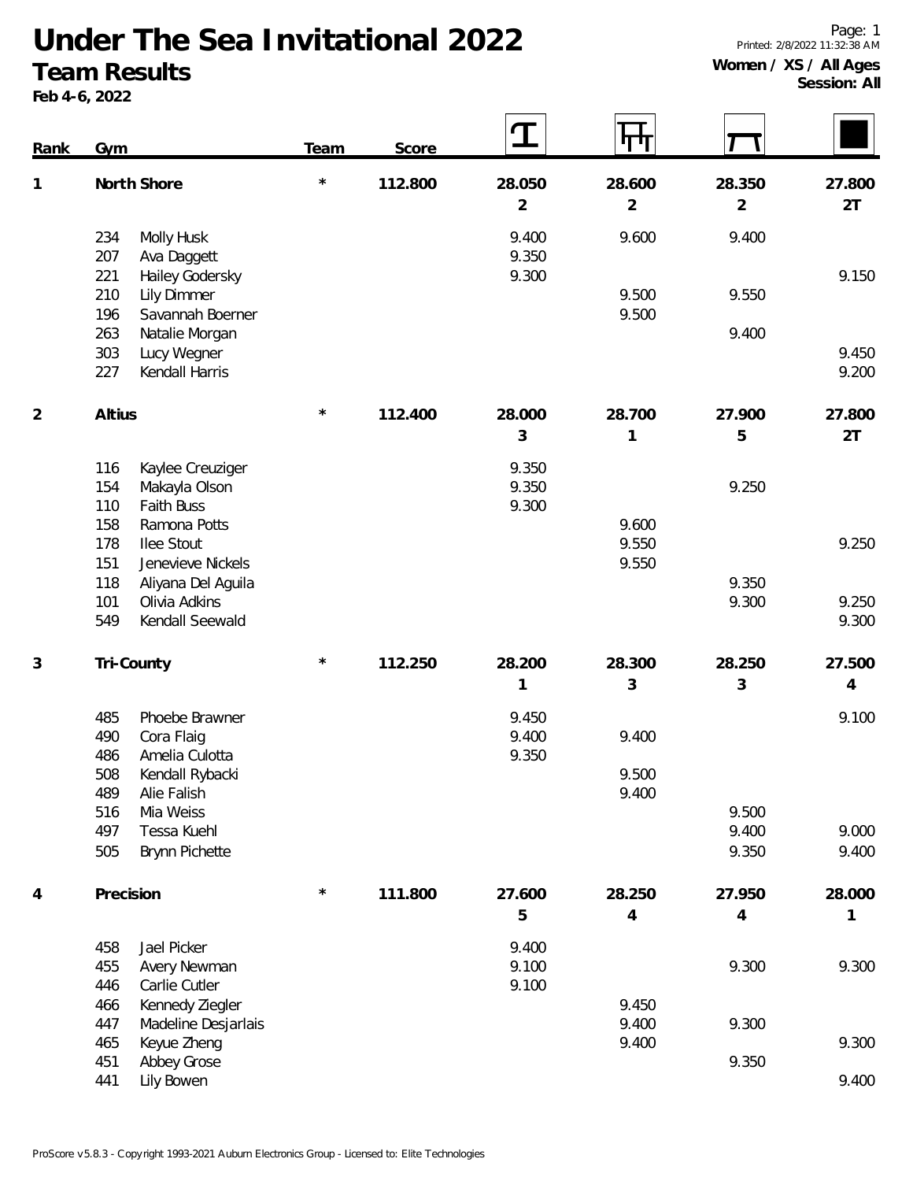# Under The Sea Invitational 2022

## Team Results

**Feb 4-6, 2022**

Printed: 2/8/2022 11:32:38 AM

**Women / XS / All Ages**
**Session: All**

| Rank | Gym | | Team | Score | Vault | Bars | Beam | Floor |
|---|---|---|---|---|---|---|---|---|
| 1 | North Shore | | * | 112.800 | 28.050 | 28.600 | 28.350 | 27.800 |
| | | | | | 2 | 2 | 2 | 2T |
| | 234 | Molly Husk | | | 9.400 | 9.600 | 9.400 | |
| | 207 | Ava Daggett | | | 9.350 | | | |
| | 221 | Hailey Godersky | | | 9.300 | | | 9.150 |
| | 210 | Lily Dimmer | | | | 9.500 | 9.550 | |
| | 196 | Savannah Boerner | | | | 9.500 | | |
| | 263 | Natalie Morgan | | | | | 9.400 | |
| | 303 | Lucy Wegner | | | | | | 9.450 |
| | 227 | Kendall Harris | | | | | | 9.200 |
| 2 | Altius | | * | 112.400 | 28.000 | 28.700 | 27.900 | 27.800 |
| | | | | | 3 | 1 | 5 | 2T |
| | 116 | Kaylee Creuziger | | | 9.350 | | | |
| | 154 | Makayla Olson | | | 9.350 | | 9.250 | |
| | 110 | Faith Buss | | | 9.300 | | | |
| | 158 | Ramona Potts | | | | 9.600 | | |
| | 178 | Ilee Stout | | | | 9.550 | | 9.250 |
| | 151 | Jenevieve Nickels | | | | 9.550 | | |
| | 118 | Aliyana Del Aguila | | | | | 9.350 | |
| | 101 | Olivia Adkins | | | | | 9.300 | 9.250 |
| | 549 | Kendall Seewald | | | | | | 9.300 |
| 3 | Tri-County | | * | 112.250 | 28.200 | 28.300 | 28.250 | 27.500 |
| | | | | | 1 | 3 | 3 | 4 |
| | 485 | Phoebe Brawner | | | 9.450 | | | 9.100 |
| | 490 | Cora Flaig | | | 9.400 | 9.400 | | |
| | 486 | Amelia Culotta | | | 9.350 | | | |
| | 508 | Kendall Rybacki | | | | 9.500 | | |
| | 489 | Alie Falish | | | | 9.400 | | |
| | 516 | Mia Weiss | | | | | 9.500 | |
| | 497 | Tessa Kuehl | | | | | 9.400 | 9.000 |
| | 505 | Brynn Pichette | | | | | 9.350 | 9.400 |
| 4 | Precision | | * | 111.800 | 27.600 | 28.250 | 27.950 | 28.000 |
| | | | | | 5 | 4 | 4 | 1 |
| | 458 | Jael Picker | | | 9.400 | | | |
| | 455 | Avery Newman | | | 9.100 | | 9.300 | 9.300 |
| | 446 | Carlie Cutler | | | 9.100 | | | |
| | 466 | Kennedy Ziegler | | | | 9.450 | | |
| | 447 | Madeline Desjarlais | | | | 9.400 | 9.300 | |
| | 465 | Keyue Zheng | | | | 9.400 | | 9.300 |
| | 451 | Abbey Grose | | | | | 9.350 | |
| | 441 | Lily Bowen | | | | | | 9.400 |

ProScore v5.8.3 - Copyright 1993-2021 Auburn Electronics Group - Licensed to: Elite Technologies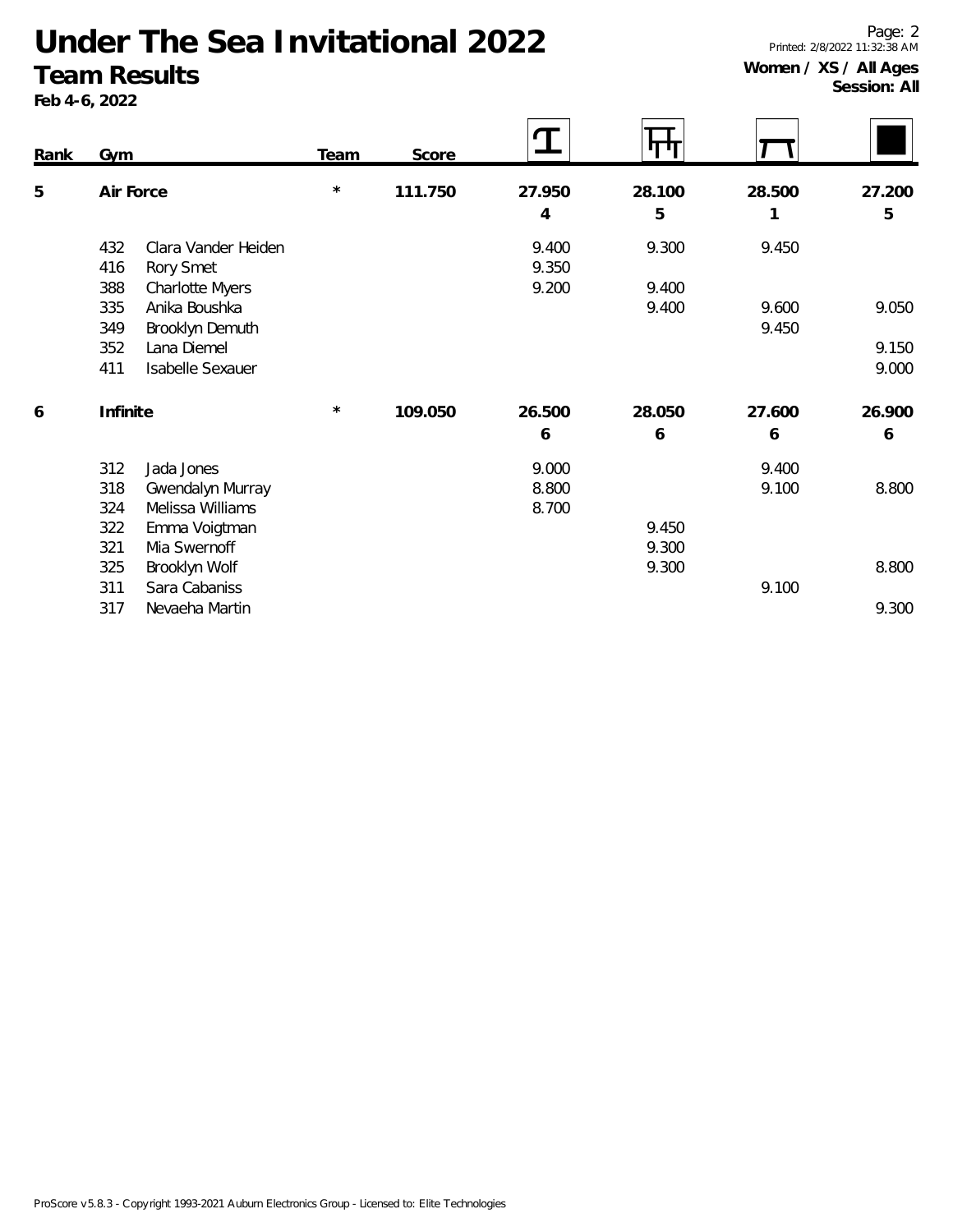# Under The Sea Invitational 2022

## Team Results

**Feb 4-6, 2022**

**Women / XS / All Ages**
**Session: All**

| Rank | Gym | | Team | Score | Vault | Bars | Beam | Floor |
|---|---|---|---|---|---|---|---|---|
| **5** | **Air Force** | | * | **111.750** | **27.950** (4) | **28.100** (5) | **28.500** (1) | **27.200** (5) |
| | 432 | Clara Vander Heiden | | | 9.400 | 9.300 | 9.450 | |
| | 416 | Rory Smet | | | 9.350 | | | |
| | 388 | Charlotte Myers | | | 9.200 | 9.400 | | |
| | 335 | Anika Boushka | | | | 9.400 | 9.600 | 9.050 |
| | 349 | Brooklyn Demuth | | | | | 9.450 | |
| | 352 | Lana Diemel | | | | | | 9.150 |
| | 411 | Isabelle Sexauer | | | | | | 9.000 |
| **6** | **Infinite** | | * | **109.050** | **26.500** (6) | **28.050** (6) | **27.600** (6) | **26.900** (6) |
| | 312 | Jada Jones | | | 9.000 | | 9.400 | |
| | 318 | Gwendalyn Murray | | | 8.800 | | 9.100 | 8.800 |
| | 324 | Melissa Williams | | | 8.700 | | | |
| | 322 | Emma Voigtman | | | | 9.450 | | |
| | 321 | Mia Swernoff | | | | 9.300 | | |
| | 325 | Brooklyn Wolf | | | | 9.300 | | 8.800 |
| | 311 | Sara Cabaniss | | | | | 9.100 | |
| | 317 | Nevaeha Martin | | | | | | 9.300 |

ProScore v5.8.3 - Copyright 1993-2021 Auburn Electronics Group - Licensed to: Elite Technologies